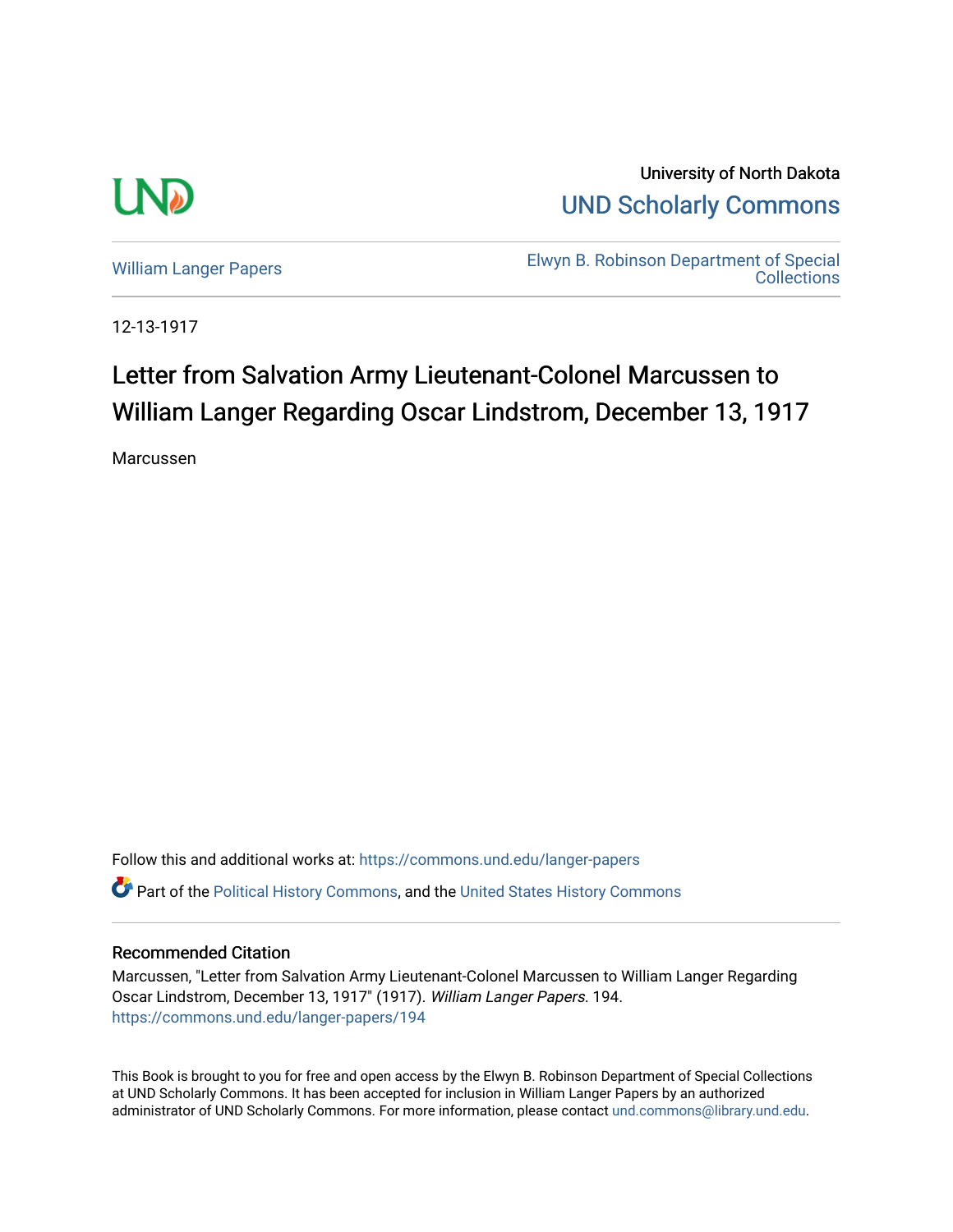University of North Dakota

UND Scholarly Commons

William Langer Papers

Elwyn B. Robinson Department of Special Collections

12-13-1917

# Letter from Salvation Army Lieutenant-Colonel Marcussen to William Langer Regarding Oscar Lindstrom, December 13, 1917

Marcussen

Follow this and additional works at: https://commons.und.edu/langer-papers

Part of the Political History Commons, and the United States History Commons

## Recommended Citation

Marcussen, "Letter from Salvation Army Lieutenant-Colonel Marcussen to William Langer Regarding Oscar Lindstrom, December 13, 1917" (1917). *William Langer Papers*. 194.
https://commons.und.edu/langer-papers/194

This Book is brought to you for free and open access by the Elwyn B. Robinson Department of Special Collections at UND Scholarly Commons. It has been accepted for inclusion in William Langer Papers by an authorized administrator of UND Scholarly Commons. For more information, please contact und.commons@library.und.edu.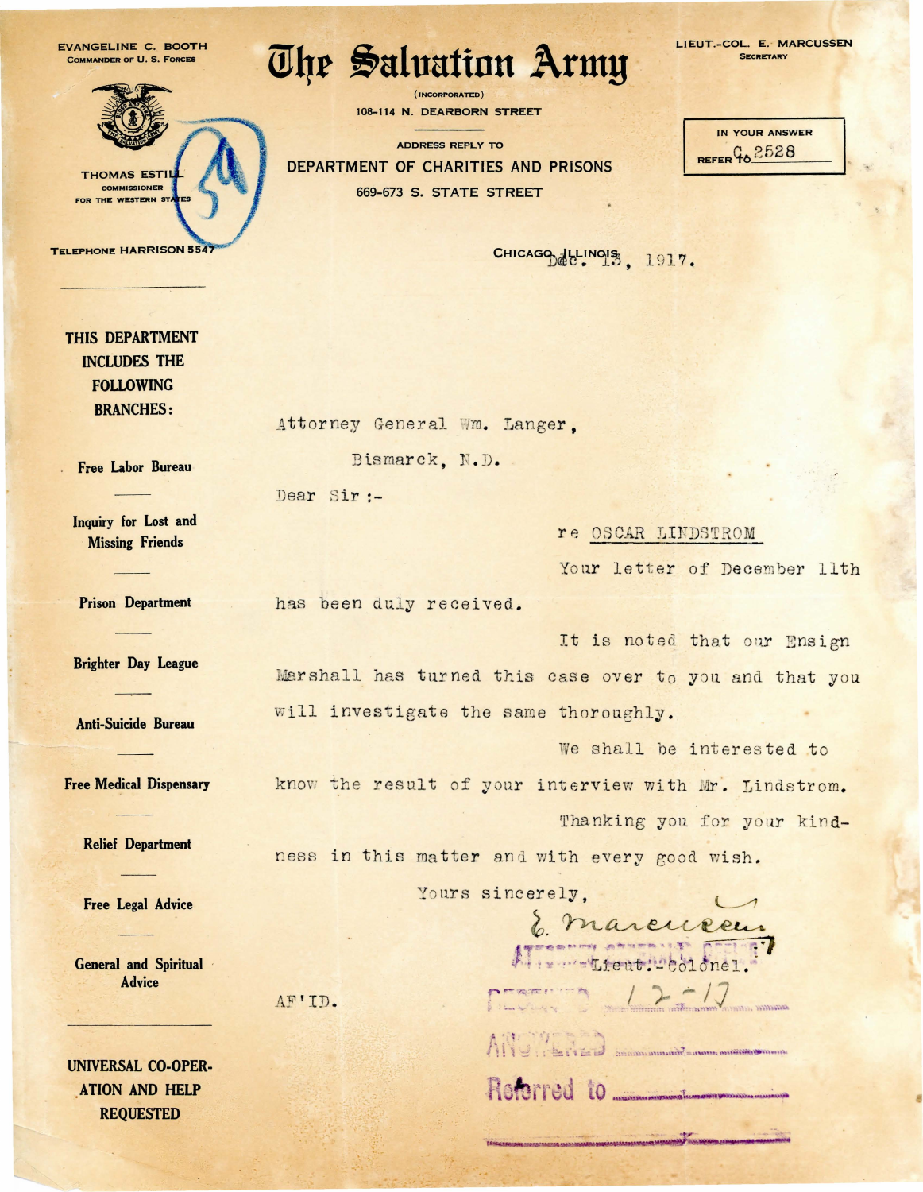EVANGELINE C. BOOTH
COMMANDER OF U. S. FORCES

# The Salvation Army

(INCORPORATED)

108-114 N. DEARBORN STREET

LIEUT.-COL. E. MARCUSSEN
SECRETARY

THOMAS ESTILL
COMMISSIONER
FOR THE WESTERN STATES

ADDRESS REPLY TO

DEPARTMENT OF CHARITIES AND PRISONS

669-673 S. STATE STREET

IN YOUR ANSWER REFER TO C 2528

TELEPHONE HARRISON 5547

54

CHICAGO, ILLINOIS, Dec. 13, 1917.

**THIS DEPARTMENT INCLUDES THE FOLLOWING BRANCHES:**

- Free Labor Bureau
- Inquiry for Lost and Missing Friends
- Prison Department
- Brighter Day League
- Anti-Suicide Bureau
- Free Medical Dispensary
- Relief Department
- Free Legal Advice
- General and Spiritual Advice

**UNIVERSAL CO-OPERATION AND HELP REQUESTED**

Attorney General Wm. Langer,

Bismarck, N.D.

Dear Sir :-

re OSCAR LINDSTROM

Your letter of December 11th has been duly received.

It is noted that our Ensign Marshall has turned this case over to you and that you will investigate the same thoroughly.

We shall be interested to know the result of your interview with Mr. Lindstrom.

Thanking you for your kindness in this matter and with every good wish.

Yours sincerely,

E. Marcussen

Lieut.-Colonel.

AF'ID.

ATTORNEY GENERAL'S OFFICE
RECEIVED 12-17
ANSWERED
Referred to